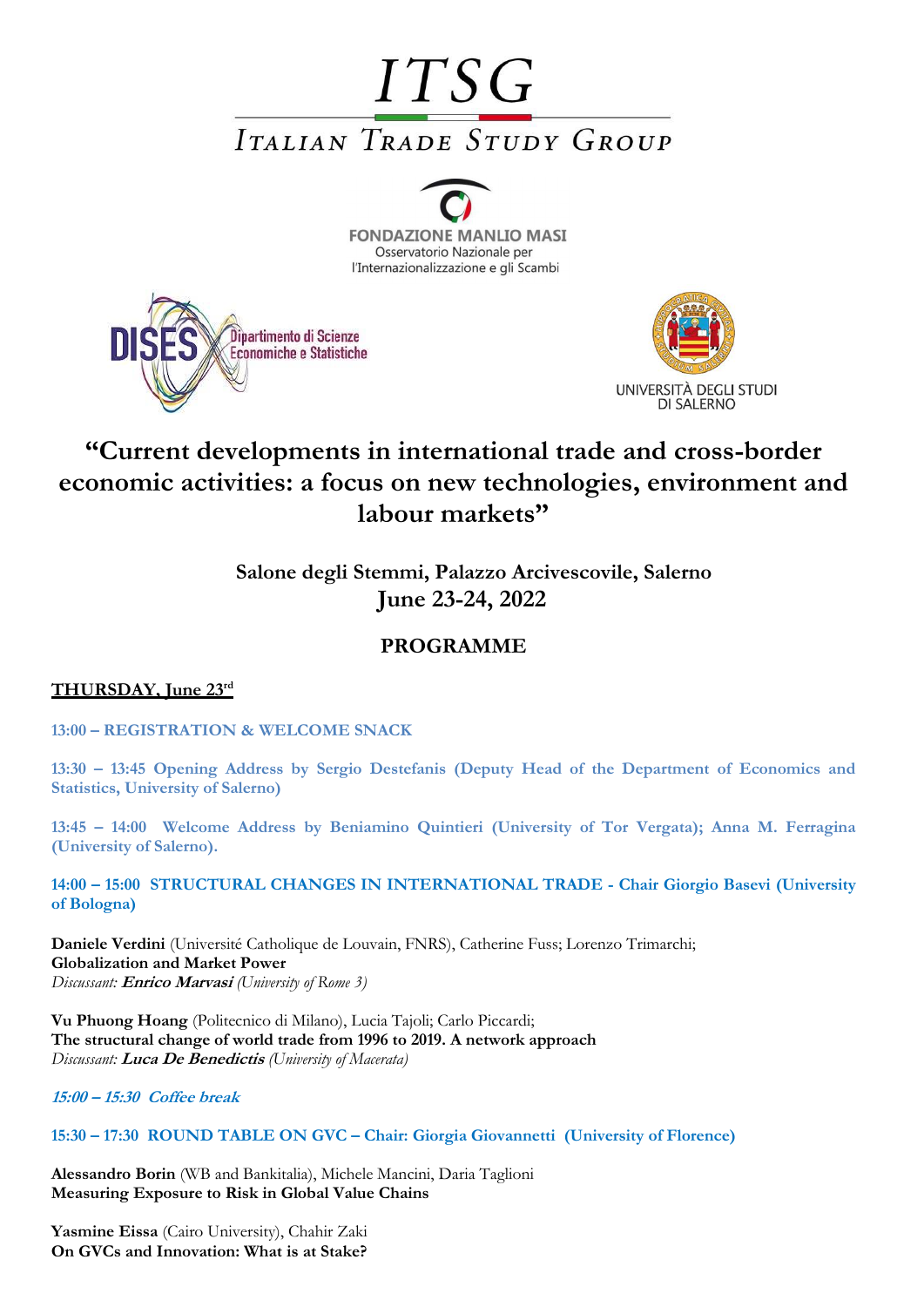# ITSG

## ITALIAN TRADE STUDY GROUP

FONDAZIONE MANLIO MASI
Osservatorio Nazionale per
l'Internazionalizzazione e gli Scambi

DISES Dipartimento di Scienze Economiche e Statistiche

UNIVERSITÀ DEGLI STUDI DI SALERNO

# "Current developments in international trade and cross-border economic activities: a focus on new technologies, environment and labour markets"

**Salone degli Stemmi, Palazzo Arcivescovile, Salerno**
**June 23-24, 2022**

## PROGRAMME

### THURSDAY, June 23rd

**13:00 – REGISTRATION & WELCOME SNACK**

**13:30 – 13:45 Opening Address by Sergio Destefanis (Deputy Head of the Department of Economics and Statistics, University of Salerno)**

**13:45 – 14:00 Welcome Address by Beniamino Quintieri (University of Tor Vergata); Anna M. Ferragina (University of Salerno).**

**14:00 – 15:00 STRUCTURAL CHANGES IN INTERNATIONAL TRADE - Chair Giorgio Basevi (University of Bologna)**

**Daniele Verdini** (Université Catholique de Louvain, FNRS), Catherine Fuss; Lorenzo Trimarchi;
**Globalization and Market Power**
*Discussant:* ***Enrico Marvasi*** *(University of Rome 3)*

**Vu Phuong Hoang** (Politecnico di Milano), Lucia Tajoli; Carlo Piccardi;
**The structural change of world trade from 1996 to 2019. A network approach**
*Discussant:* ***Luca De Benedictis*** *(University of Macerata)*

***15:00 – 15:30 Coffee break***

**15:30 – 17:30 ROUND TABLE ON GVC – Chair: Giorgia Giovannetti (University of Florence)**

**Alessandro Borin** (WB and Bankitalia), Michele Mancini, Daria Taglioni
**Measuring Exposure to Risk in Global Value Chains**

**Yasmine Eissa** (Cairo University), Chahir Zaki
**On GVCs and Innovation: What is at Stake?**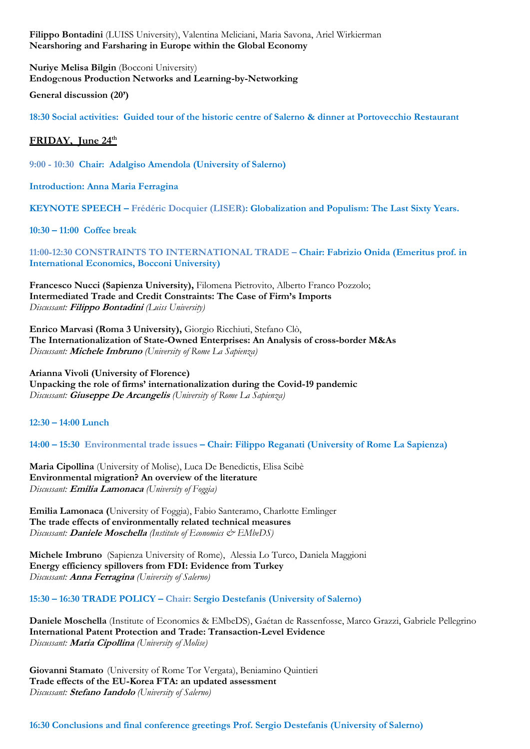**Filippo Bontadini** (LUISS University), Valentina Meliciani, Maria Savona, Ariel Wirkierman
**Nearshoring and Farsharing in Europe within the Global Economy**

**Nuriye Melisa Bilgin** (Bocconi University)
**Endogenous Production Networks and Learning-by-Networking**

**General discussion (20')**

**18:30 Social activities: Guided tour of the historic centre of Salerno & dinner at Portovecchio Restaurant**

## FRIDAY, June 24th

**9:00 - 10:30 Chair: Adalgiso Amendola (University of Salerno)**

**Introduction: Anna Maria Ferragina**

**KEYNOTE SPEECH – Frédéric Docquier (LISER): Globalization and Populism: The Last Sixty Years.**

**10:30 – 11:00 Coffee break**

**11:00-12:30 CONSTRAINTS TO INTERNATIONAL TRADE – Chair: Fabrizio Onida (Emeritus prof. in International Economics, Bocconi University)**

**Francesco Nucci (Sapienza University),** Filomena Pietrovito, Alberto Franco Pozzolo;
**Intermediated Trade and Credit Constraints: The Case of Firm's Imports**
*Discussant:* ***Filippo Bontadini*** *(Luiss University)*

**Enrico Marvasi (Roma 3 University),** Giorgio Ricchiuti, Stefano Clò,
**The Internationalization of State-Owned Enterprises: An Analysis of cross-border M&As**
*Discussant:* ***Michele Imbruno*** *(University of Rome La Sapienza)*

**Arianna Vivoli (University of Florence)**
**Unpacking the role of firms' internationalization during the Covid-19 pandemic**
*Discussant:* ***Giuseppe De Arcangelis*** *(University of Rome La Sapienza)*

**12:30 – 14:00 Lunch**

**14:00 – 15:30 Environmental trade issues – Chair: Filippo Reganati (University of Rome La Sapienza)**

**Maria Cipollina** (University of Molise), Luca De Benedictis, Elisa Scibè
**Environmental migration? An overview of the literature**
*Discussant:* ***Emilia Lamonaca*** *(University of Foggia)*

**Emilia Lamonaca (**University of Foggia), Fabio Santeramo, Charlotte Emlinger
**The trade effects of environmentally related technical measures**
*Discussant:* ***Daniele Moschella*** *(Institute of Economics & EMbeDS)*

**Michele Imbruno** (Sapienza University of Rome), Alessia Lo Turco, Daniela Maggioni
**Energy efficiency spillovers from FDI: Evidence from Turkey**
*Discussant:* ***Anna Ferragina*** *(University of Salerno)*

**15:30 – 16:30 TRADE POLICY – Chair: Sergio Destefanis (University of Salerno)**

**Daniele Moschella** (Institute of Economics & EMbeDS), Gaétan de Rassenfosse, Marco Grazzi, Gabriele Pellegrino
**International Patent Protection and Trade: Transaction-Level Evidence**
*Discussant:* ***Maria Cipollina*** *(University of Molise)*

**Giovanni Stamato** (University of Rome Tor Vergata), Beniamino Quintieri
**Trade effects of the EU-Korea FTA: an updated assessment**
*Discussant:* ***Stefano Iandolo*** *(University of Salerno)*

**16:30 Conclusions and final conference greetings Prof. Sergio Destefanis (University of Salerno)**